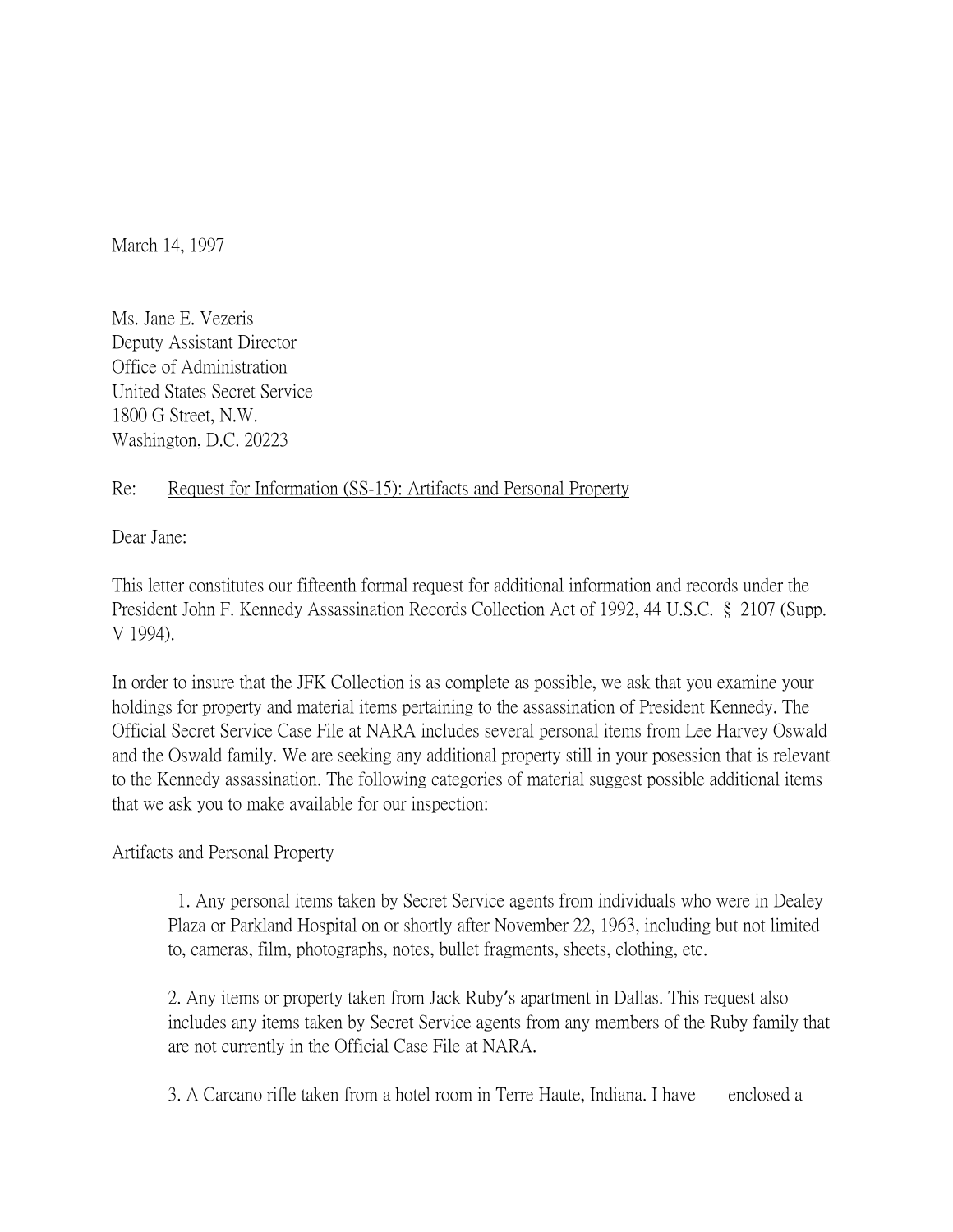March 14, 1997

Ms. Jane E. Vezeris
Deputy Assistant Director
Office of Administration
United States Secret Service
1800 G Street, N.W.
Washington, D.C. 20223

Re: Request for Information (SS-15): Artifacts and Personal Property

Dear Jane:

This letter constitutes our fifteenth formal request for additional information and records under the President John F. Kennedy Assassination Records Collection Act of 1992, 44 U.S.C. § 2107 (Supp. V 1994).

In order to insure that the JFK Collection is as complete as possible, we ask that you examine your holdings for property and material items pertaining to the assassination of President Kennedy. The Official Secret Service Case File at NARA includes several personal items from Lee Harvey Oswald and the Oswald family. We are seeking any additional property still in your posession that is relevant to the Kennedy assassination. The following categories of material suggest possible additional items that we ask you to make available for our inspection:

Artifacts and Personal Property

1. Any personal items taken by Secret Service agents from individuals who were in Dealey Plaza or Parkland Hospital on or shortly after November 22, 1963, including but not limited to, cameras, film, photographs, notes, bullet fragments, sheets, clothing, etc.

2. Any items or property taken from Jack Ruby's apartment in Dallas. This request also includes any items taken by Secret Service agents from any members of the Ruby family that are not currently in the Official Case File at NARA.

3. A Carcano rifle taken from a hotel room in Terre Haute, Indiana. I have enclosed a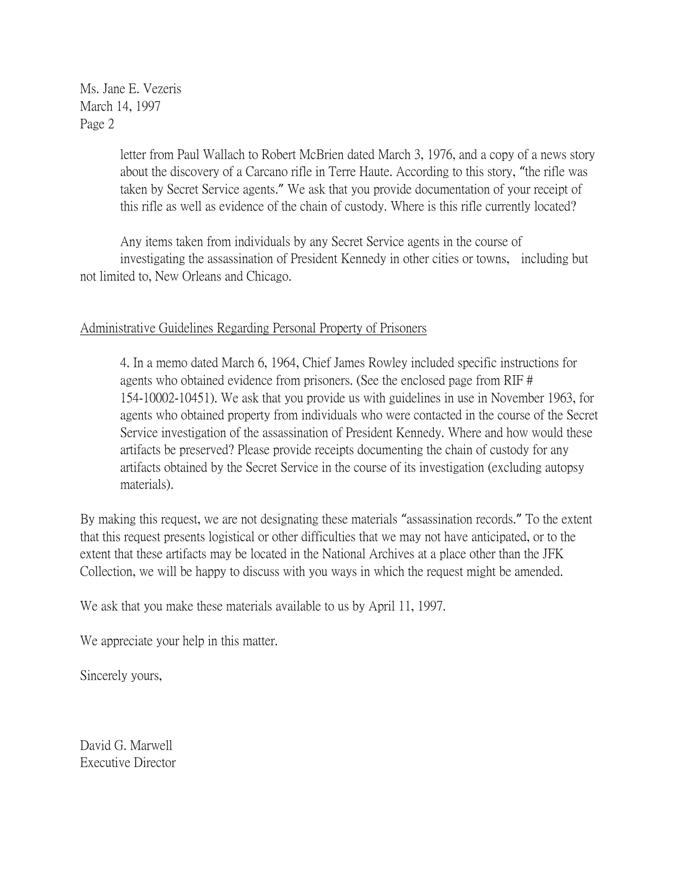Ms. Jane E. Vezeris
March 14, 1997
Page 2

letter from Paul Wallach to Robert McBrien dated March 3, 1976, and a copy of a news story about the discovery of a Carcano rifle in Terre Haute. According to this story, "the rifle was taken by Secret Service agents." We ask that you provide documentation of your receipt of this rifle as well as evidence of the chain of custody. Where is this rifle currently located?

Any items taken from individuals by any Secret Service agents in the course of investigating the assassination of President Kennedy in other cities or towns, including but not limited to, New Orleans and Chicago.

<u>Administrative Guidelines Regarding Personal Property of Prisoners</u>

4. In a memo dated March 6, 1964, Chief James Rowley included specific instructions for agents who obtained evidence from prisoners. (See the enclosed page from RIF # 154-10002-10451). We ask that you provide us with guidelines in use in November 1963, for agents who obtained property from individuals who were contacted in the course of the Secret Service investigation of the assassination of President Kennedy. Where and how would these artifacts be preserved? Please provide receipts documenting the chain of custody for any artifacts obtained by the Secret Service in the course of its investigation (excluding autopsy materials).

By making this request, we are not designating these materials "assassination records." To the extent that this request presents logistical or other difficulties that we may not have anticipated, or to the extent that these artifacts may be located in the National Archives at a place other than the JFK Collection, we will be happy to discuss with you ways in which the request might be amended.

We ask that you make these materials available to us by April 11, 1997.

We appreciate your help in this matter.

Sincerely yours,

David G. Marwell
Executive Director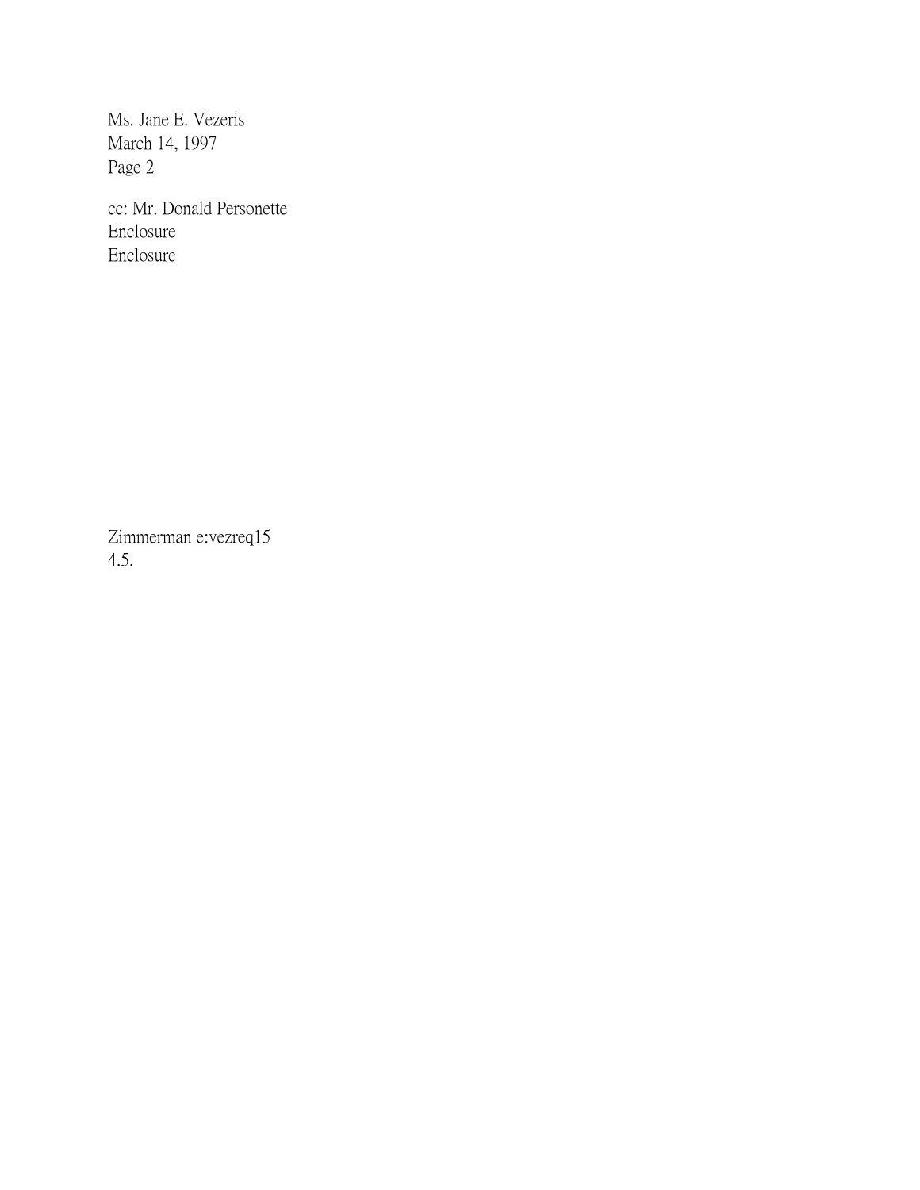Ms. Jane E. Vezeris
March 14, 1997
Page 2

cc: Mr. Donald Personette
Enclosure
Enclosure

Zimmerman e:vezreq15
4.5.